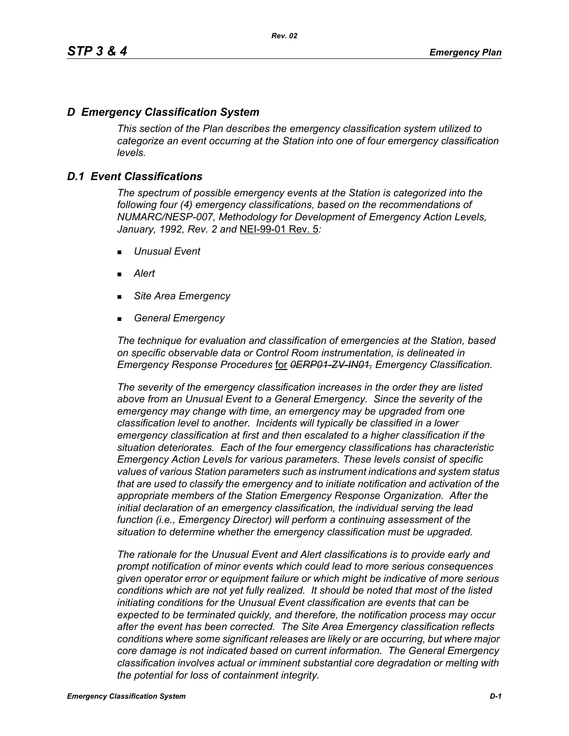# D Emergency Classification System

*This section of the Plan describes the emergency classification system utilized to categorize an event occurring at the Station into one of four emergency classification levels.*

## D.1 Event Classifications

*The spectrum of possible emergency events at the Station is categorized into the following four (4) emergency classifications, based on the recommendations of NUMARC/NESP-007, Methodology for Development of Emergency Action Levels, January, 1992, Rev. 2 and* NEI-99-01 Rev. 5*:*

- *Unusual Event*
- *Alert*
- *Site Area Emergency*
- *General Emergency*

*The technique for evaluation and classification of emergencies at the Station, based on specific observable data or Control Room instrumentation, is delineated in Emergency Response Procedures* for ~~*0ERP01-ZV-IN01,*~~ *Emergency Classification.*

*The severity of the emergency classification increases in the order they are listed above from an Unusual Event to a General Emergency. Since the severity of the emergency may change with time, an emergency may be upgraded from one classification level to another. Incidents will typically be classified in a lower emergency classification at first and then escalated to a higher classification if the situation deteriorates. Each of the four emergency classifications has characteristic Emergency Action Levels for various parameters. These levels consist of specific values of various Station parameters such as instrument indications and system status that are used to classify the emergency and to initiate notification and activation of the appropriate members of the Station Emergency Response Organization. After the initial declaration of an emergency classification, the individual serving the lead function (i.e., Emergency Director) will perform a continuing assessment of the situation to determine whether the emergency classification must be upgraded.*

*The rationale for the Unusual Event and Alert classifications is to provide early and prompt notification of minor events which could lead to more serious consequences given operator error or equipment failure or which might be indicative of more serious conditions which are not yet fully realized. It should be noted that most of the listed initiating conditions for the Unusual Event classification are events that can be expected to be terminated quickly, and therefore, the notification process may occur after the event has been corrected. The Site Area Emergency classification reflects conditions where some significant releases are likely or are occurring, but where major core damage is not indicated based on current information. The General Emergency classification involves actual or imminent substantial core degradation or melting with the potential for loss of containment integrity.*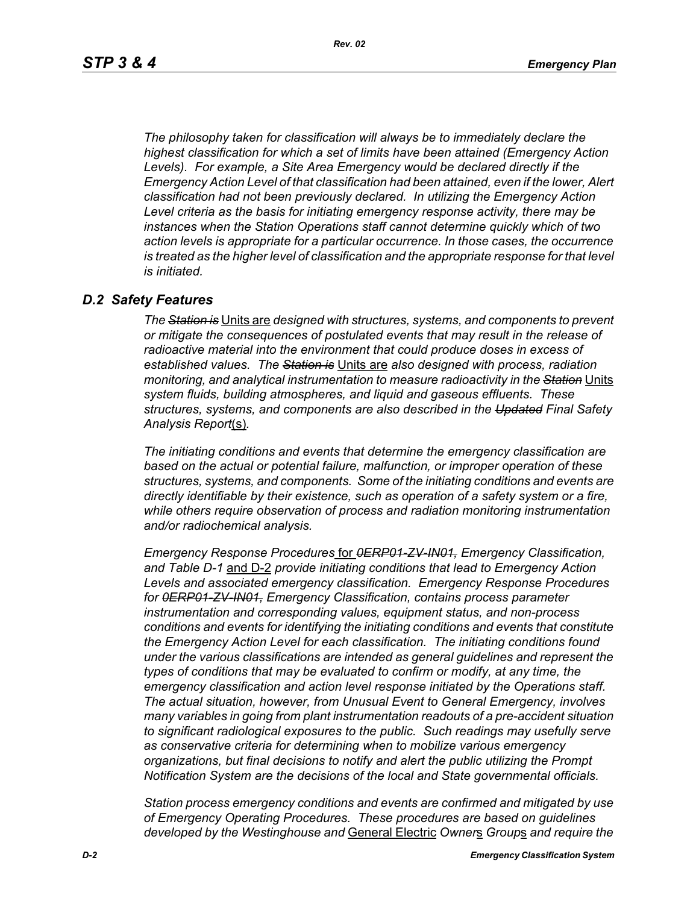*The philosophy taken for classification will always be to immediately declare the highest classification for which a set of limits have been attained (Emergency Action Levels). For example, a Site Area Emergency would be declared directly if the Emergency Action Level of that classification had been attained, even if the lower, Alert classification had not been previously declared. In utilizing the Emergency Action Level criteria as the basis for initiating emergency response activity, there may be instances when the Station Operations staff cannot determine quickly which of two action levels is appropriate for a particular occurrence. In those cases, the occurrence is treated as the higher level of classification and the appropriate response for that level is initiated.*

## *D.2 Safety Features*

*The ~~Station is~~* Units are *designed with structures, systems, and components to prevent or mitigate the consequences of postulated events that may result in the release of radioactive material into the environment that could produce doses in excess of established values. The ~~Station is~~* Units are *also designed with process, radiation monitoring, and analytical instrumentation to measure radioactivity in the ~~Station~~* Units *system fluids, building atmospheres, and liquid and gaseous effluents. These structures, systems, and components are also described in the ~~Updated~~ Final Safety Analysis Report*(s).

*The initiating conditions and events that determine the emergency classification are based on the actual or potential failure, malfunction, or improper operation of these structures, systems, and components. Some of the initiating conditions and events are directly identifiable by their existence, such as operation of a safety system or a fire, while others require observation of process and radiation monitoring instrumentation and/or radiochemical analysis.*

*Emergency Response Procedures* for *~~0ERP01-ZV-IN01,~~ Emergency Classification, and Table D-1* and D-2 *provide initiating conditions that lead to Emergency Action Levels and associated emergency classification. Emergency Response Procedures for ~~0ERP01-ZV-IN01,~~ Emergency Classification, contains process parameter instrumentation and corresponding values, equipment status, and non-process conditions and events for identifying the initiating conditions and events that constitute the Emergency Action Level for each classification. The initiating conditions found under the various classifications are intended as general guidelines and represent the types of conditions that may be evaluated to confirm or modify, at any time, the emergency classification and action level response initiated by the Operations staff. The actual situation, however, from Unusual Event to General Emergency, involves many variables in going from plant instrumentation readouts of a pre-accident situation to significant radiological exposures to the public. Such readings may usefully serve as conservative criteria for determining when to mobilize various emergency organizations, but final decisions to notify and alert the public utilizing the Prompt Notification System are the decisions of the local and State governmental officials.*

*Station process emergency conditions and events are confirmed and mitigated by use of Emergency Operating Procedures. These procedures are based on guidelines developed by the Westinghouse and* General Electric *Owner*s *Group*s *and require the*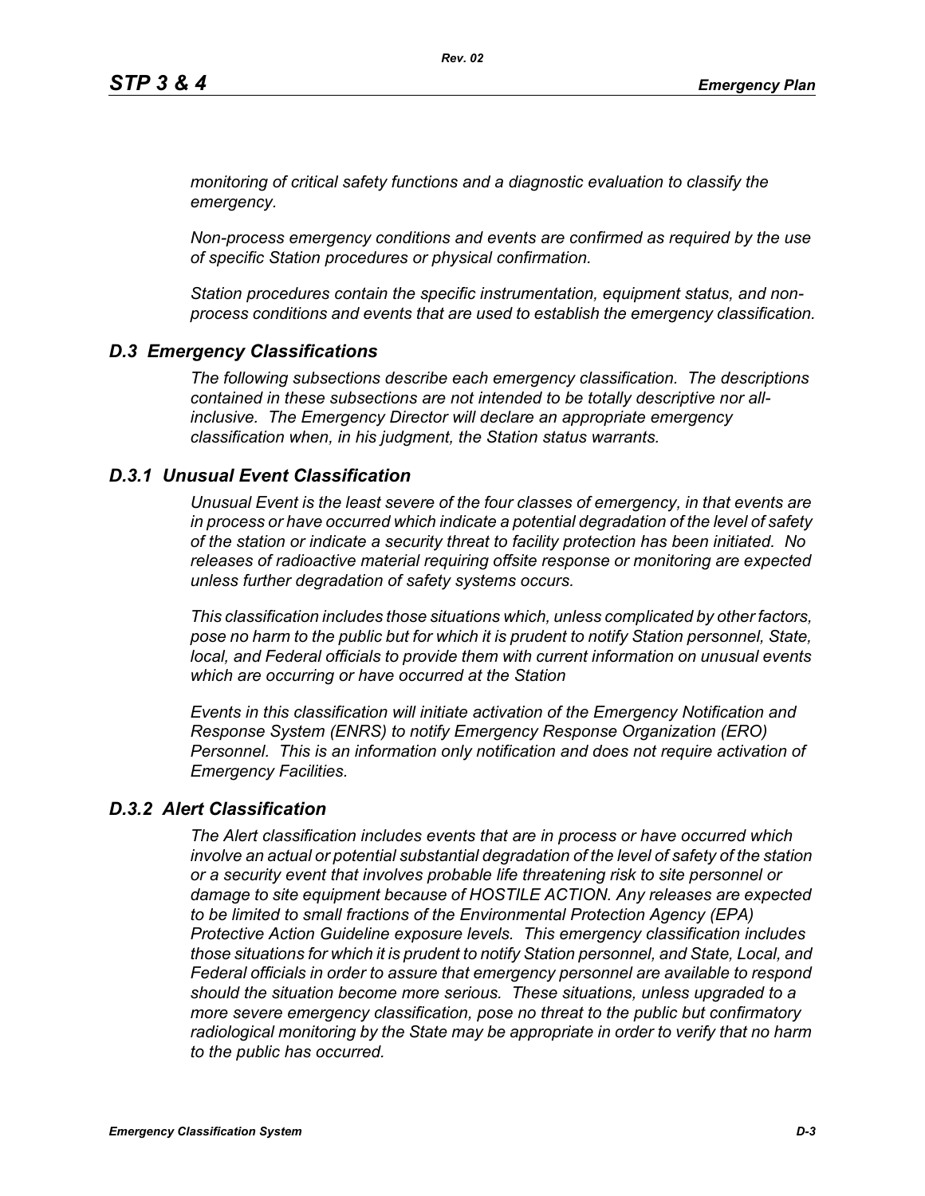*monitoring of critical safety functions and a diagnostic evaluation to classify the emergency.*

*Non-process emergency conditions and events are confirmed as required by the use of specific Station procedures or physical confirmation.*

*Station procedures contain the specific instrumentation, equipment status, and non-process conditions and events that are used to establish the emergency classification.*

## *D.3 Emergency Classifications*

*The following subsections describe each emergency classification. The descriptions contained in these subsections are not intended to be totally descriptive nor all-inclusive. The Emergency Director will declare an appropriate emergency classification when, in his judgment, the Station status warrants.*

### *D.3.1 Unusual Event Classification*

*Unusual Event is the least severe of the four classes of emergency, in that events are in process or have occurred which indicate a potential degradation of the level of safety of the station or indicate a security threat to facility protection has been initiated. No releases of radioactive material requiring offsite response or monitoring are expected unless further degradation of safety systems occurs.*

*This classification includes those situations which, unless complicated by other factors, pose no harm to the public but for which it is prudent to notify Station personnel, State, local, and Federal officials to provide them with current information on unusual events which are occurring or have occurred at the Station*

*Events in this classification will initiate activation of the Emergency Notification and Response System (ENRS) to notify Emergency Response Organization (ERO) Personnel. This is an information only notification and does not require activation of Emergency Facilities.*

### *D.3.2 Alert Classification*

*The Alert classification includes events that are in process or have occurred which involve an actual or potential substantial degradation of the level of safety of the station or a security event that involves probable life threatening risk to site personnel or damage to site equipment because of HOSTILE ACTION. Any releases are expected to be limited to small fractions of the Environmental Protection Agency (EPA) Protective Action Guideline exposure levels. This emergency classification includes those situations for which it is prudent to notify Station personnel, and State, Local, and Federal officials in order to assure that emergency personnel are available to respond should the situation become more serious. These situations, unless upgraded to a more severe emergency classification, pose no threat to the public but confirmatory radiological monitoring by the State may be appropriate in order to verify that no harm to the public has occurred.*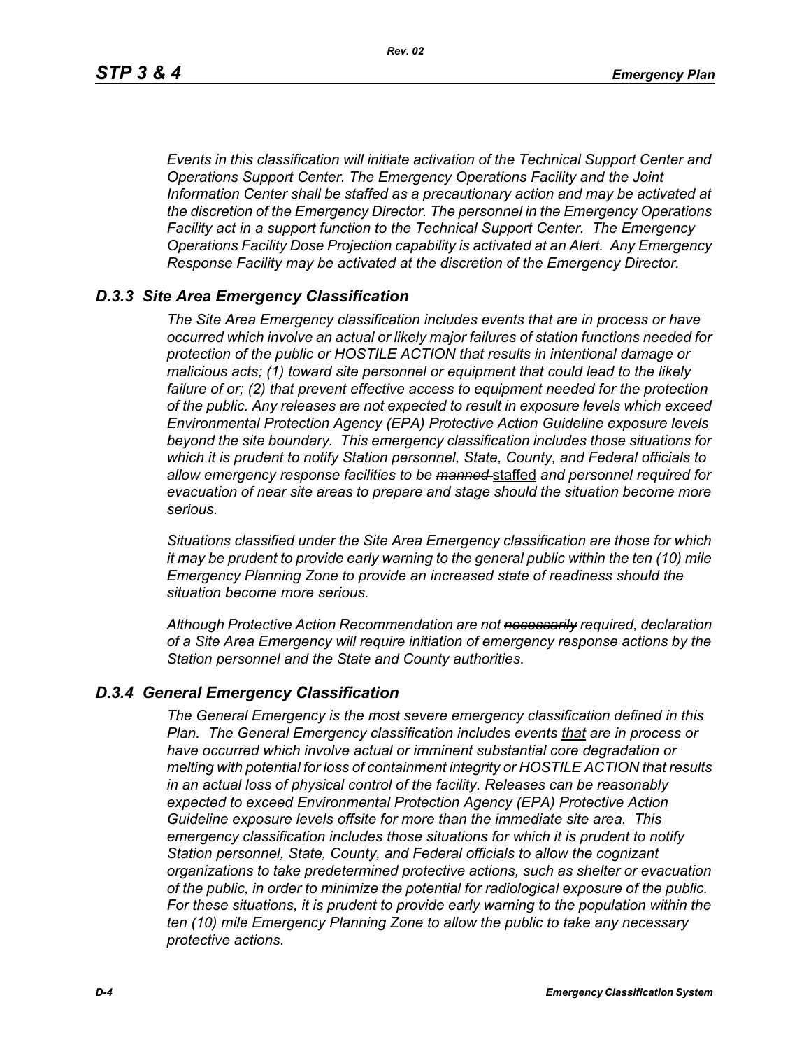*Events in this classification will initiate activation of the Technical Support Center and Operations Support Center. The Emergency Operations Facility and the Joint Information Center shall be staffed as a precautionary action and may be activated at the discretion of the Emergency Director. The personnel in the Emergency Operations Facility act in a support function to the Technical Support Center. The Emergency Operations Facility Dose Projection capability is activated at an Alert. Any Emergency Response Facility may be activated at the discretion of the Emergency Director.*

### *D.3.3 Site Area Emergency Classification*

*The Site Area Emergency classification includes events that are in process or have occurred which involve an actual or likely major failures of station functions needed for protection of the public or HOSTILE ACTION that results in intentional damage or malicious acts; (1) toward site personnel or equipment that could lead to the likely failure of or; (2) that prevent effective access to equipment needed for the protection of the public. Any releases are not expected to result in exposure levels which exceed Environmental Protection Agency (EPA) Protective Action Guideline exposure levels beyond the site boundary. This emergency classification includes those situations for which it is prudent to notify Station personnel, State, County, and Federal officials to allow emergency response facilities to be ~~manned~~* staffed *and personnel required for evacuation of near site areas to prepare and stage should the situation become more serious.*

*Situations classified under the Site Area Emergency classification are those for which it may be prudent to provide early warning to the general public within the ten (10) mile Emergency Planning Zone to provide an increased state of readiness should the situation become more serious.*

*Although Protective Action Recommendation are not ~~necessarily~~ required, declaration of a Site Area Emergency will require initiation of emergency response actions by the Station personnel and the State and County authorities.*

### *D.3.4 General Emergency Classification*

*The General Emergency is the most severe emergency classification defined in this Plan. The General Emergency classification includes events that are in process or have occurred which involve actual or imminent substantial core degradation or melting with potential for loss of containment integrity or HOSTILE ACTION that results in an actual loss of physical control of the facility. Releases can be reasonably expected to exceed Environmental Protection Agency (EPA) Protective Action Guideline exposure levels offsite for more than the immediate site area. This emergency classification includes those situations for which it is prudent to notify Station personnel, State, County, and Federal officials to allow the cognizant organizations to take predetermined protective actions, such as shelter or evacuation of the public, in order to minimize the potential for radiological exposure of the public. For these situations, it is prudent to provide early warning to the population within the ten (10) mile Emergency Planning Zone to allow the public to take any necessary protective actions.*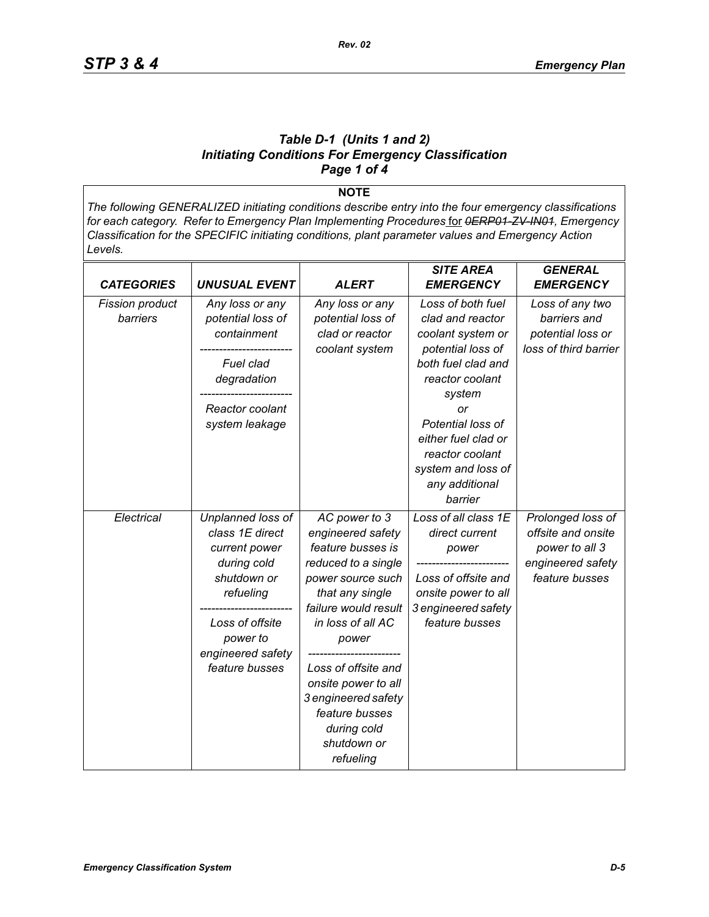### *Table D-1 (Units 1 and 2)*
### *Initiating Conditions For Emergency Classification*
### *Page 1 of 4*

**NOTE**

*The following GENERALIZED initiating conditions describe entry into the four emergency classifications for each category. Refer to Emergency Plan Implementing Procedures* for ~~*0ERP01-ZV-IN01,*~~ *Emergency Classification for the SPECIFIC initiating conditions, plant parameter values and Emergency Action Levels.*

| *CATEGORIES* | *UNUSUAL EVENT* | *ALERT* | *SITE AREA EMERGENCY* | *GENERAL EMERGENCY* |
|---|---|---|---|---|
| *Fission product barriers* | *Any loss or any potential loss of containment*<br>------------------------<br>*Fuel clad degradation*<br>------------------------<br>*Reactor coolant system leakage* | *Any loss or any potential loss of clad or reactor coolant system* | *Loss of both fuel clad and reactor coolant system or potential loss of both fuel clad and reactor coolant system*<br>*or*<br>*Potential loss of either fuel clad or reactor coolant system and loss of any additional barrier* | *Loss of any two barriers and potential loss or loss of third barrier* |
| *Electrical* | *Unplanned loss of class 1E direct current power during cold shutdown or refueling*<br>------------------------<br>*Loss of offsite power to engineered safety feature busses* | *AC power to 3 engineered safety feature busses is reduced to a single power source such that any single failure would result in loss of all AC power*<br>------------------------<br>*Loss of offsite and onsite power to all 3 engineered safety feature busses during cold shutdown or refueling* | *Loss of all class 1E direct current power*<br>------------------------<br>*Loss of offsite and onsite power to all 3 engineered safety feature busses* | *Prolonged loss of offsite and onsite power to all 3 engineered safety feature busses* |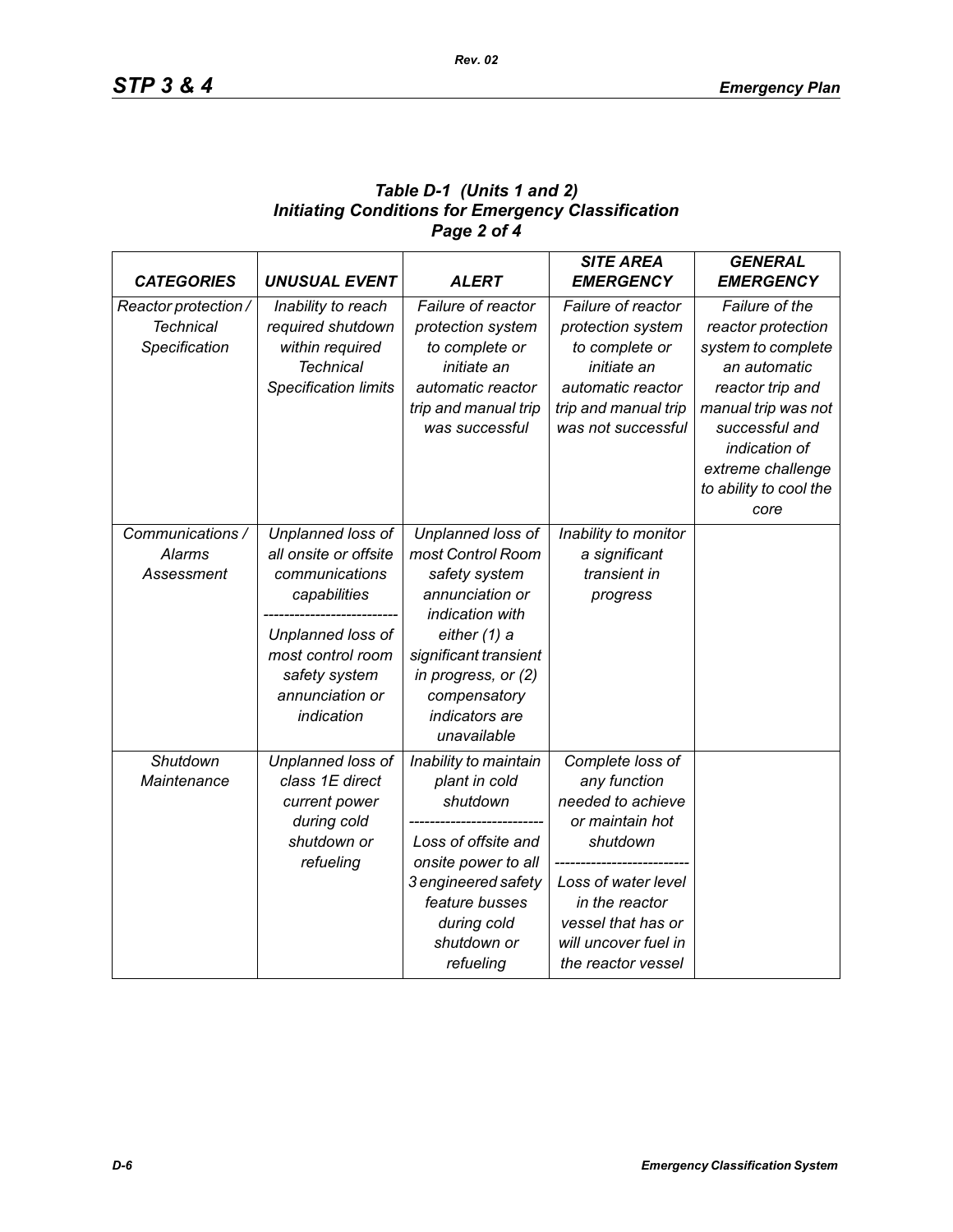***Table D-1 (Units 1 and 2)***
***Initiating Conditions for Emergency Classification***
***Page 2 of 4***

| *CATEGORIES* | *UNUSUAL EVENT* | *ALERT* | *SITE AREA EMERGENCY* | *GENERAL EMERGENCY* |
|---|---|---|---|---|
| *Reactor protection / Technical Specification* | *Inability to reach required shutdown within required Technical Specification limits* | *Failure of reactor protection system to complete or initiate an automatic reactor trip and manual trip was successful* | *Failure of reactor protection system to complete or initiate an automatic reactor trip and manual trip was not successful* | *Failure of the reactor protection system to complete an automatic reactor trip and manual trip was not successful and indication of extreme challenge to ability to cool the core* |
| *Communications / Alarms Assessment* | *Unplanned loss of all onsite or offsite communications capabilities* <br> ------------------------- <br> *Unplanned loss of most control room safety system annunciation or indication* | *Unplanned loss of most Control Room safety system annunciation or indication with either (1) a significant transient in progress, or (2) compensatory indicators are unavailable* | *Inability to monitor a significant transient in progress* | |
| *Shutdown Maintenance* | *Unplanned loss of class 1E direct current power during cold shutdown or refueling* | *Inability to maintain plant in cold shutdown* <br> ------------------------- <br> *Loss of offsite and onsite power to all 3 engineered safety feature busses during cold shutdown or refueling* | *Complete loss of any function needed to achieve or maintain hot shutdown* <br> ------------------------- <br> *Loss of water level in the reactor vessel that has or will uncover fuel in the reactor vessel* | |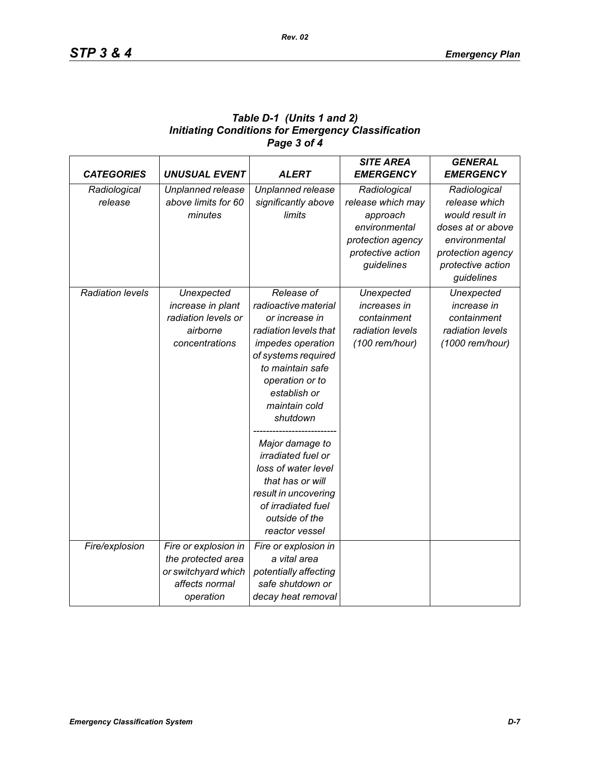### *Table D-1 (Units 1 and 2)*
### *Initiating Conditions for Emergency Classification*
### *Page 3 of 4*

| *CATEGORIES* | *UNUSUAL EVENT* | *ALERT* | *SITE AREA EMERGENCY* | *GENERAL EMERGENCY* |
|---|---|---|---|---|
| *Radiological release* | *Unplanned release above limits for 60 minutes* | *Unplanned release significantly above limits* | *Radiological release which may approach environmental protection agency protective action guidelines* | *Radiological release which would result in doses at or above environmental protection agency protective action guidelines* |
| *Radiation levels* | *Unexpected increase in plant radiation levels or airborne concentrations* | *Release of radioactive material or increase in radiation levels that impedes operation of systems required to maintain safe operation or to establish or maintain cold shutdown* <br> ------------------------- <br> *Major damage to irradiated fuel or loss of water level that has or will result in uncovering of irradiated fuel outside of the reactor vessel* | *Unexpected increases in containment radiation levels (100 rem/hour)* | *Unexpected increase in containment radiation levels (1000 rem/hour)* |
| *Fire/explosion* | *Fire or explosion in the protected area or switchyard which affects normal operation* | *Fire or explosion in a vital area potentially affecting safe shutdown or decay heat removal* | | |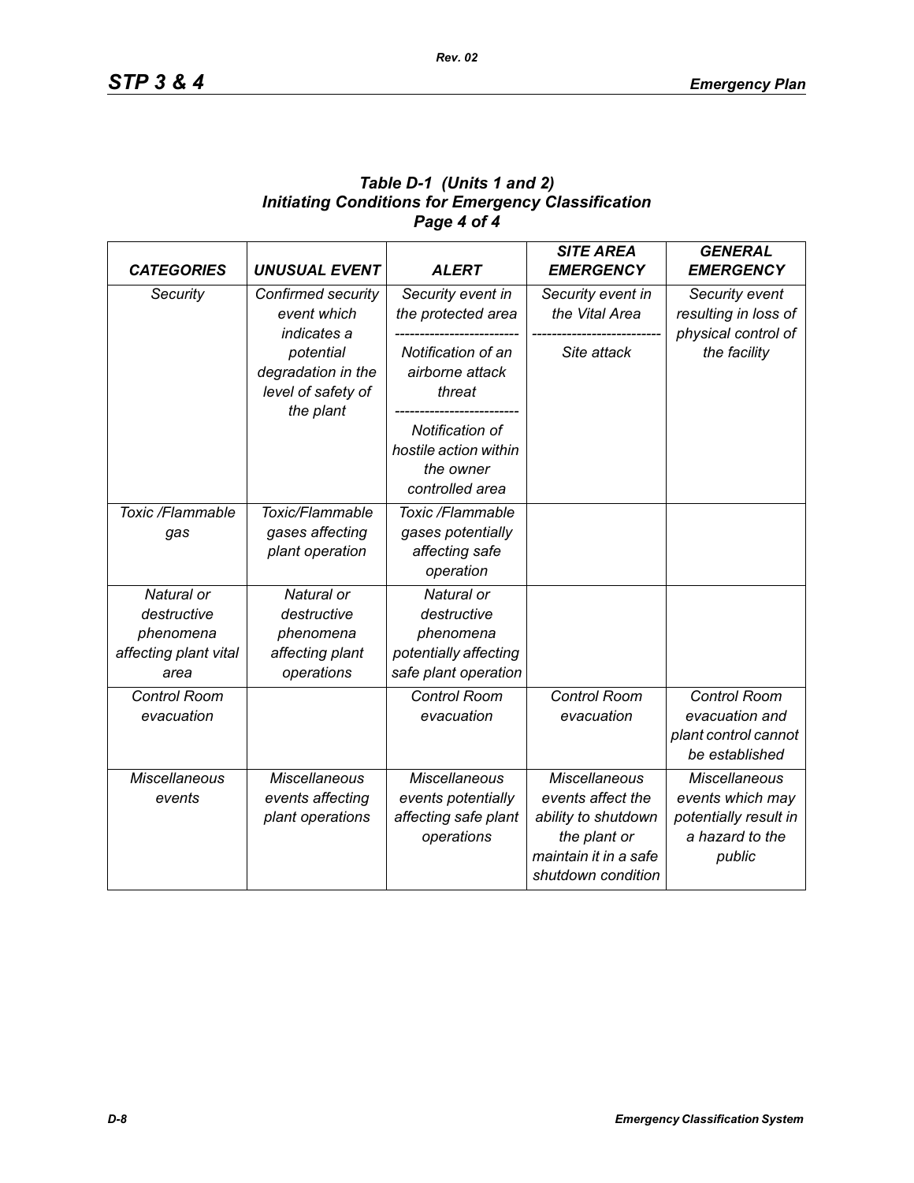**Table D-1 (Units 1 and 2)**
**Initiating Conditions for Emergency Classification**
**Page 4 of 4**

| *CATEGORIES* | *UNUSUAL EVENT* | *ALERT* | *SITE AREA EMERGENCY* | *GENERAL EMERGENCY* |
|---|---|---|---|---|
| *Security* | *Confirmed security event which indicates a potential degradation in the level of safety of the plant* | *Security event in the protected area*<br>-------------------------<br>*Notification of an airborne attack threat*<br>-------------------------<br>*Notification of hostile action within the owner controlled area* | *Security event in the Vital Area*<br>-------------------------<br>*Site attack* | *Security event resulting in loss of physical control of the facility* |
| *Toxic /Flammable gas* | *Toxic/Flammable gases affecting plant operation* | *Toxic /Flammable gases potentially affecting safe operation* | | |
| *Natural or destructive phenomena affecting plant vital area* | *Natural or destructive phenomena affecting plant operations* | *Natural or destructive phenomena potentially affecting safe plant operation* | | |
| *Control Room evacuation* | | *Control Room evacuation* | *Control Room evacuation* | *Control Room evacuation and plant control cannot be established* |
| *Miscellaneous events* | *Miscellaneous events affecting plant operations* | *Miscellaneous events potentially affecting safe plant operations* | *Miscellaneous events affect the ability to shutdown the plant or maintain it in a safe shutdown condition* | *Miscellaneous events which may potentially result in a hazard to the public* |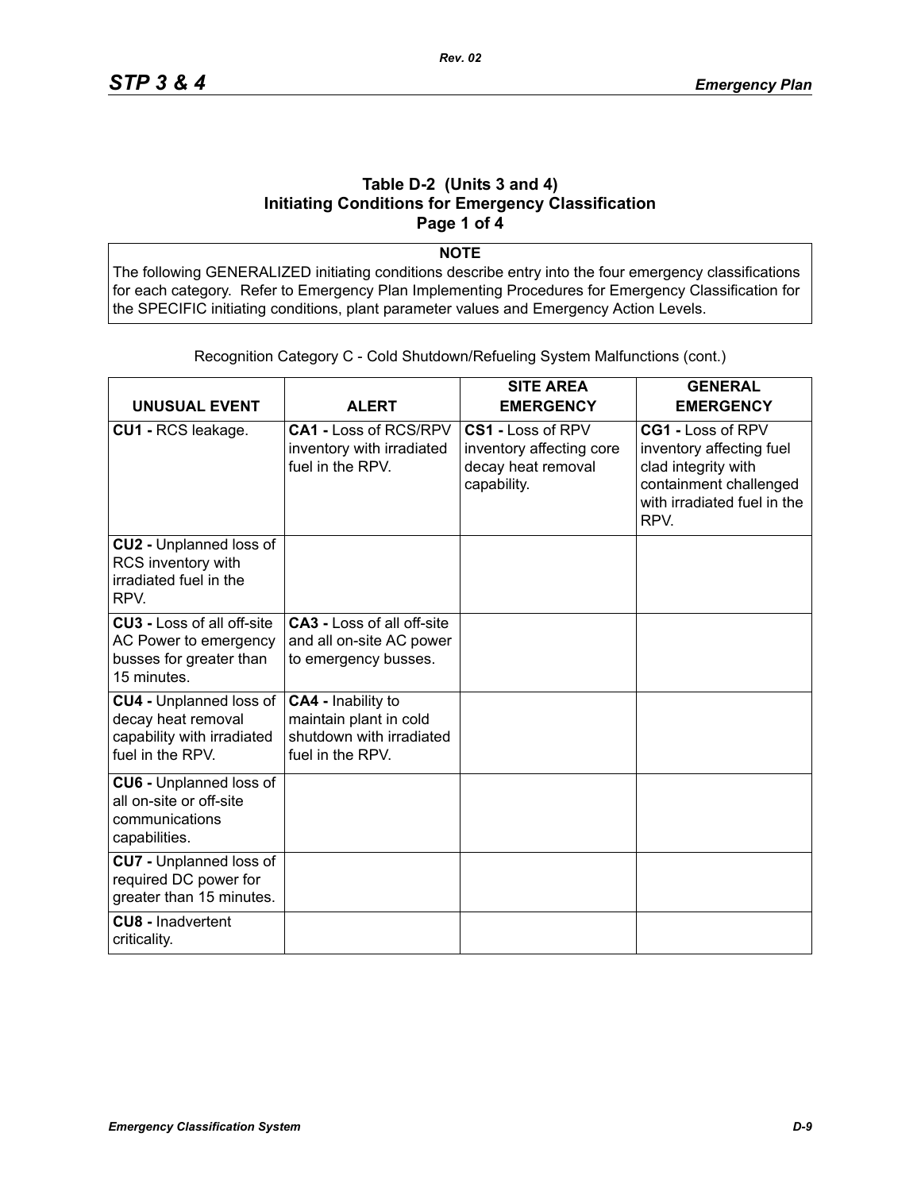### Table D-2 (Units 3 and 4)
### Initiating Conditions for Emergency Classification
### Page 1 of 4

**NOTE**

The following GENERALIZED initiating conditions describe entry into the four emergency classifications for each category. Refer to Emergency Plan Implementing Procedures for Emergency Classification for the SPECIFIC initiating conditions, plant parameter values and Emergency Action Levels.

Recognition Category C - Cold Shutdown/Refueling System Malfunctions (cont.)

| UNUSUAL EVENT | ALERT | SITE AREA EMERGENCY | GENERAL EMERGENCY |
|---|---|---|---|
| **CU1 -** RCS leakage. | **CA1 -** Loss of RCS/RPV inventory with irradiated fuel in the RPV. | **CS1 -** Loss of RPV inventory affecting core decay heat removal capability. | **CG1 -** Loss of RPV inventory affecting fuel clad integrity with containment challenged with irradiated fuel in the RPV. |
| **CU2 -** Unplanned loss of RCS inventory with irradiated fuel in the RPV. | | | |
| **CU3 -** Loss of all off-site AC Power to emergency busses for greater than 15 minutes. | **CA3 -** Loss of all off-site and all on-site AC power to emergency busses. | | |
| **CU4 -** Unplanned loss of decay heat removal capability with irradiated fuel in the RPV. | **CA4 -** Inability to maintain plant in cold shutdown with irradiated fuel in the RPV. | | |
| **CU6 -** Unplanned loss of all on-site or off-site communications capabilities. | | | |
| **CU7 -** Unplanned loss of required DC power for greater than 15 minutes. | | | |
| **CU8 -** Inadvertent criticality. | | | |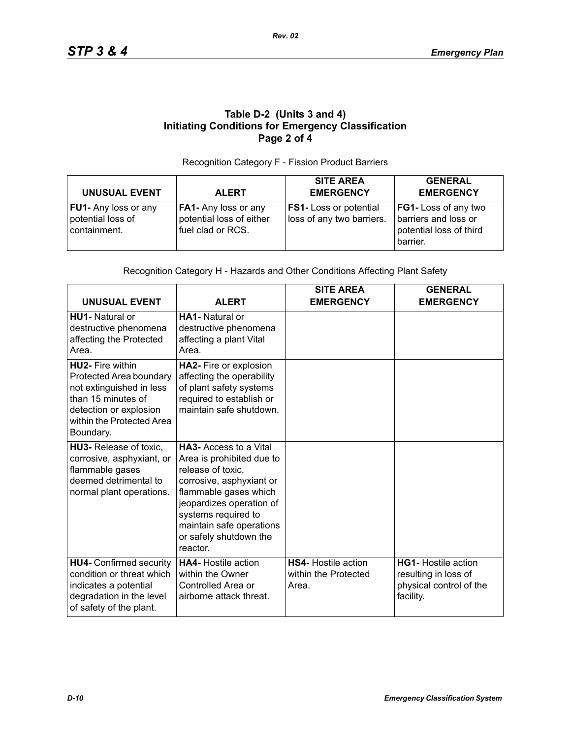### Table D-2 (Units 3 and 4)
### Initiating Conditions for Emergency Classification
### Page 2 of 4

Recognition Category F - Fission Product Barriers

| UNUSUAL EVENT | ALERT | SITE AREA EMERGENCY | GENERAL EMERGENCY |
|---|---|---|---|
| **FU1-** Any loss or any potential loss of containment. | **FA1-** Any loss or any potential loss of either fuel clad or RCS. | **FS1-** Loss or potential loss of any two barriers. | **FG1-** Loss of any two barriers and loss or potential loss of third barrier. |

Recognition Category H - Hazards and Other Conditions Affecting Plant Safety

| UNUSUAL EVENT | ALERT | SITE AREA EMERGENCY | GENERAL EMERGENCY |
|---|---|---|---|
| **HU1-** Natural or destructive phenomena affecting the Protected Area. | **HA1-** Natural or destructive phenomena affecting a plant Vital Area. | | |
| **HU2-** Fire within Protected Area boundary not extinguished in less than 15 minutes of detection or explosion within the Protected Area Boundary. | **HA2-** Fire or explosion affecting the operability of plant safety systems required to establish or maintain safe shutdown. | | |
| **HU3-** Release of toxic, corrosive, asphyxiant, or flammable gases deemed detrimental to normal plant operations. | **HA3-** Access to a Vital Area is prohibited due to release of toxic, corrosive, asphyxiant or flammable gases which jeopardizes operation of systems required to maintain safe operations or safely shutdown the reactor. | | |
| **HU4-** Confirmed security condition or threat which indicates a potential degradation in the level of safety of the plant. | **HA4-** Hostile action within the Owner Controlled Area or airborne attack threat. | **HS4-** Hostile action within the Protected Area. | **HG1-** Hostile action resulting in loss of physical control of the facility. |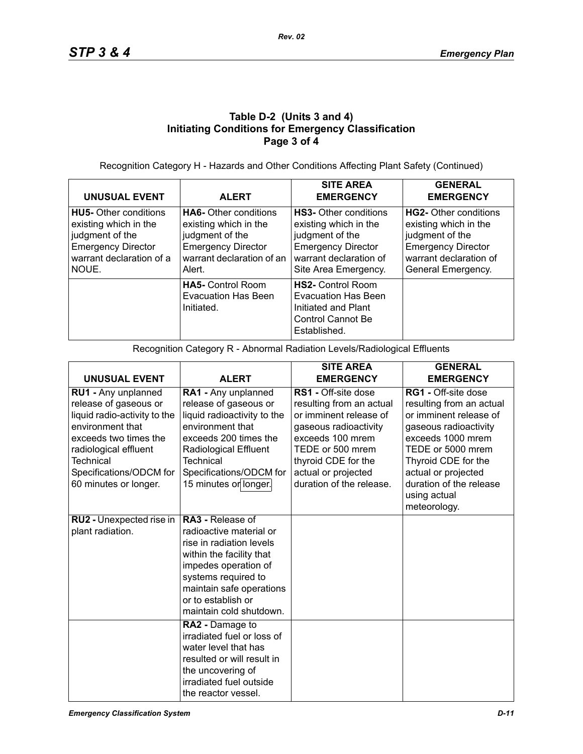**Table D-2 (Units 3 and 4)**
**Initiating Conditions for Emergency Classification**
**Page 3 of 4**

Recognition Category H - Hazards and Other Conditions Affecting Plant Safety (Continued)

| UNUSUAL EVENT | ALERT | SITE AREA EMERGENCY | GENERAL EMERGENCY |
|---|---|---|---|
| **HU5-** Other conditions existing which in the judgment of the Emergency Director warrant declaration of a NOUE. | **HA6-** Other conditions existing which in the judgment of the Emergency Director warrant declaration of an Alert. | **HS3-** Other conditions existing which in the judgment of the Emergency Director warrant declaration of Site Area Emergency. | **HG2-** Other conditions existing which in the judgment of the Emergency Director warrant declaration of General Emergency. |
| | **HA5-** Control Room Evacuation Has Been Initiated. | **HS2-** Control Room Evacuation Has Been Initiated and Plant Control Cannot Be Established. | |

Recognition Category R - Abnormal Radiation Levels/Radiological Effluents

| UNUSUAL EVENT | ALERT | SITE AREA EMERGENCY | GENERAL EMERGENCY |
|---|---|---|---|
| **RU1 -** Any unplanned release of gaseous or liquid radio-activity to the environment that exceeds two times the radiological effluent Technical Specifications/ODCM for 60 minutes or longer. | **RA1 -** Any unplanned release of gaseous or liquid radioactivity to the environment that exceeds 200 times the Radiological Effluent Technical Specifications/ODCM for 15 minutes or longer. | **RS1 -** Off-site dose resulting from an actual or imminent release of gaseous radioactivity exceeds 100 mrem TEDE or 500 mrem thyroid CDE for the actual or projected duration of the release. | **RG1 -** Off-site dose resulting from an actual or imminent release of gaseous radioactivity exceeds 1000 mrem TEDE or 5000 mrem Thyroid CDE for the actual or projected duration of the release using actual meteorology. |
| **RU2 -** Unexpected rise in plant radiation. | **RA3 -** Release of radioactive material or rise in radiation levels within the facility that impedes operation of systems required to maintain safe operations or to establish or maintain cold shutdown. | | |
| | **RA2 -** Damage to irradiated fuel or loss of water level that has resulted or will result in the uncovering of irradiated fuel outside the reactor vessel. | | |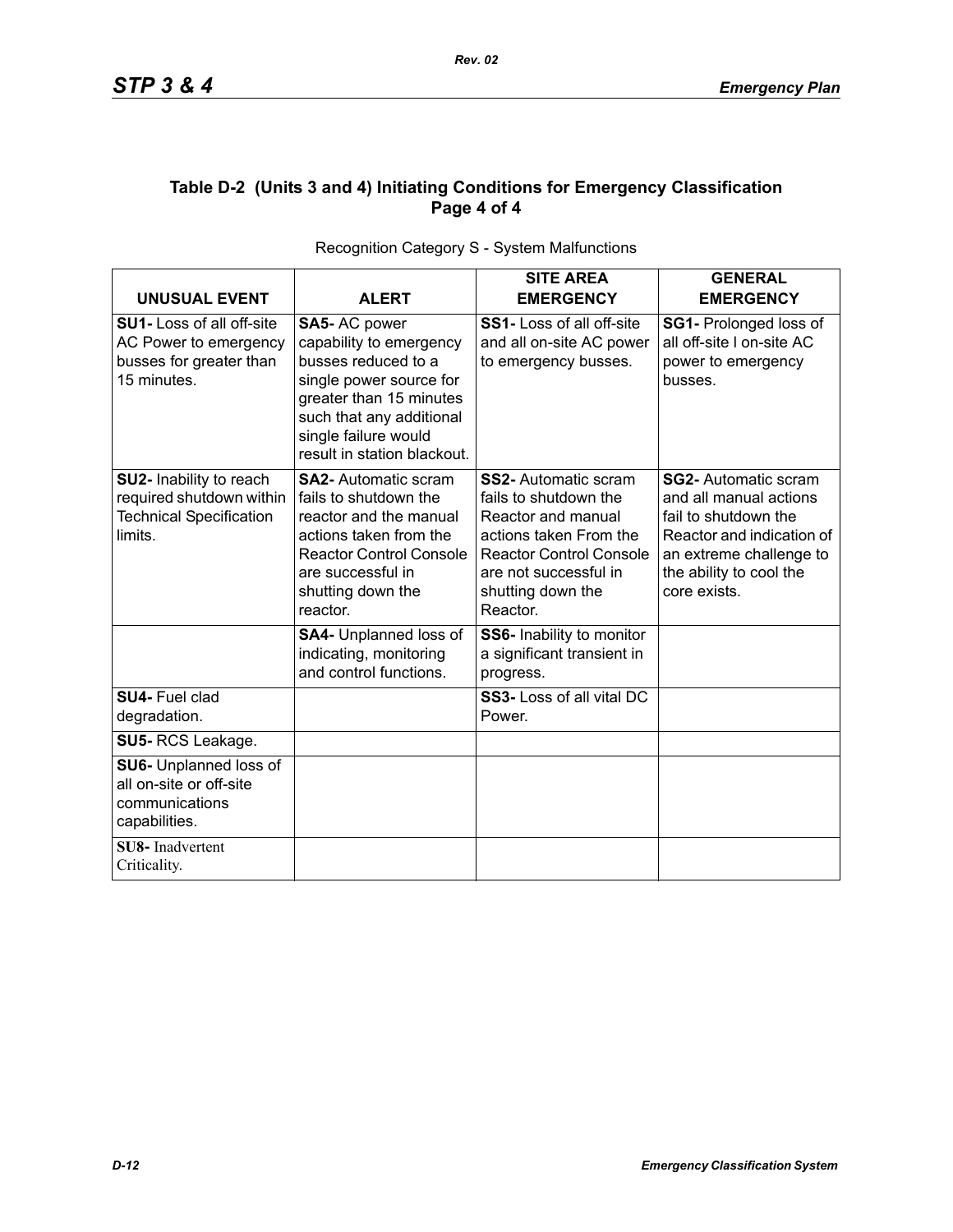## Table D-2 (Units 3 and 4) Initiating Conditions for Emergency Classification Page 4 of 4

Recognition Category S - System Malfunctions

| UNUSUAL EVENT | ALERT | SITE AREA EMERGENCY | GENERAL EMERGENCY |
|---|---|---|---|
| **SU1-** Loss of all off-site AC Power to emergency busses for greater than 15 minutes. | **SA5-** AC power capability to emergency busses reduced to a single power source for greater than 15 minutes such that any additional single failure would result in station blackout. | **SS1-** Loss of all off-site and all on-site AC power to emergency busses. | **SG1-** Prolonged loss of all off-site l on-site AC power to emergency busses. |
| **SU2-** Inability to reach required shutdown within Technical Specification limits. | **SA2-** Automatic scram fails to shutdown the reactor and the manual actions taken from the Reactor Control Console are successful in shutting down the reactor. | **SS2-** Automatic scram fails to shutdown the Reactor and manual actions taken From the Reactor Control Console are not successful in shutting down the Reactor. | **SG2-** Automatic scram and all manual actions fail to shutdown the Reactor and indication of an extreme challenge to the ability to cool the core exists. |
| | **SA4-** Unplanned loss of indicating, monitoring and control functions. | **SS6-** Inability to monitor a significant transient in progress. | |
| **SU4-** Fuel clad degradation. | | **SS3-** Loss of all vital DC Power. | |
| **SU5-** RCS Leakage. | | | |
| **SU6-** Unplanned loss of all on-site or off-site communications capabilities. | | | |
| **SU8-** Inadvertent Criticality. | | | |